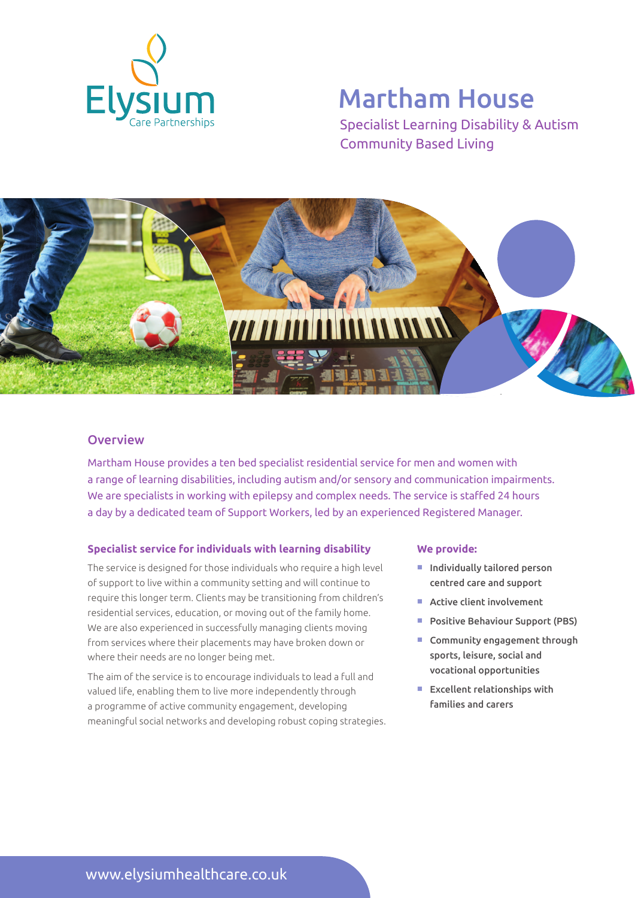Elysium
Care Partnerships

# Martham House

Specialist Learning Disability & Autism
Community Based Living

## Overview

Martham House provides a ten bed specialist residential service for men and women with a range of learning disabilities, including autism and/or sensory and communication impairments. We are specialists in working with epilepsy and complex needs. The service is staffed 24 hours a day by a dedicated team of Support Workers, led by an experienced Registered Manager.

### Specialist service for individuals with learning disability

The service is designed for those individuals who require a high level of support to live within a community setting and will continue to require this longer term. Clients may be transitioning from children's residential services, education, or moving out of the family home. We are also experienced in successfully managing clients moving from services where their placements may have broken down or where their needs are no longer being met.

The aim of the service is to encourage individuals to lead a full and valued life, enabling them to live more independently through a programme of active community engagement, developing meaningful social networks and developing robust coping strategies.

### We provide:

- Individually tailored person centred care and support
- Active client involvement
- Positive Behaviour Support (PBS)
- Community engagement through sports, leisure, social and vocational opportunities
- Excellent relationships with families and carers

www.elysiumhealthcare.co.uk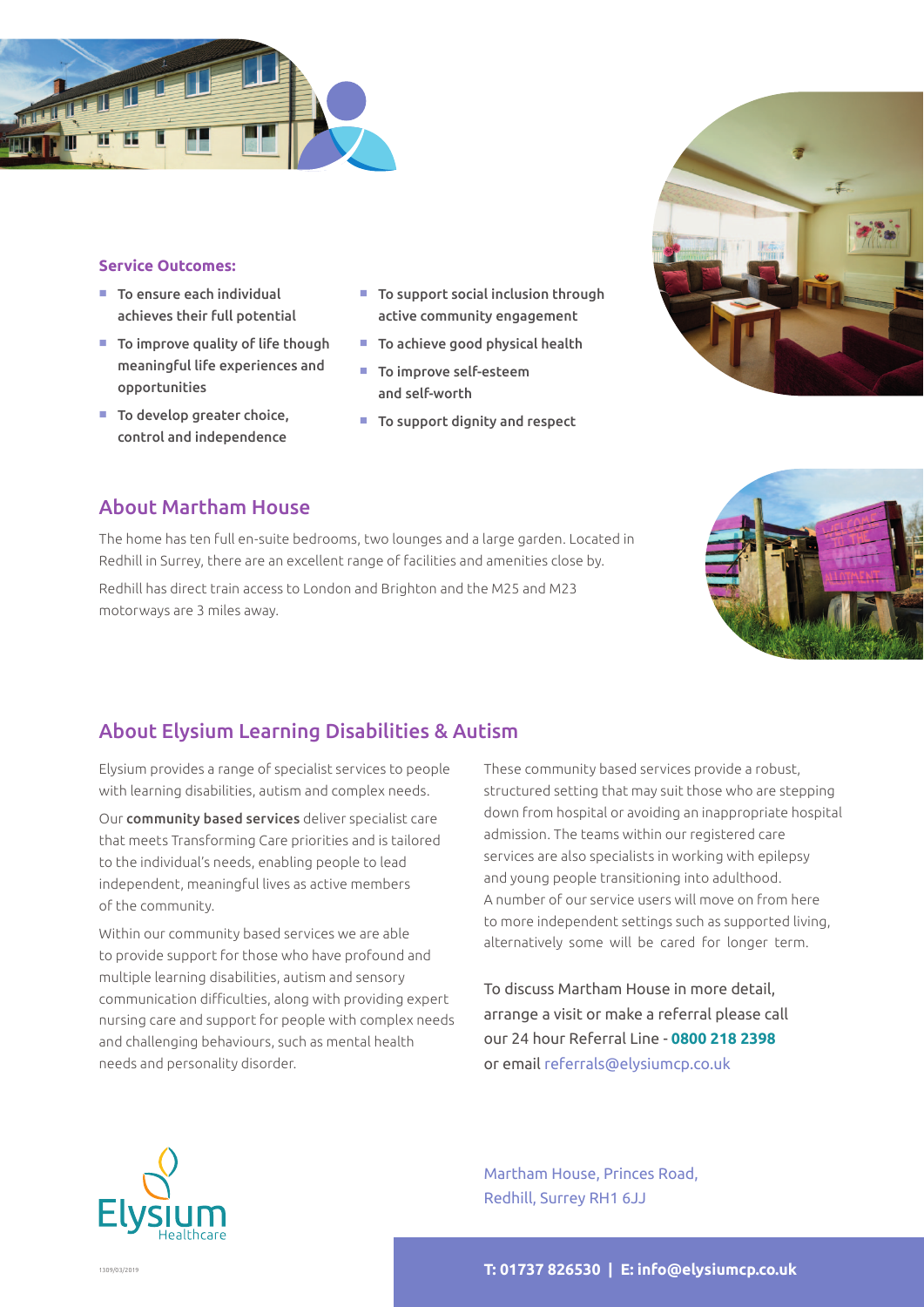**Service Outcomes:**

- To ensure each individual achieves their full potential
- To improve quality of life though meaningful life experiences and opportunities
- To develop greater choice, control and independence
- To support social inclusion through active community engagement
- To achieve good physical health
- To improve self-esteem and self-worth
- To support dignity and respect

## About Martham House

The home has ten full en-suite bedrooms, two lounges and a large garden. Located in Redhill in Surrey, there are an excellent range of facilities and amenities close by.

Redhill has direct train access to London and Brighton and the M25 and M23 motorways are 3 miles away.

## About Elysium Learning Disabilities & Autism

Elysium provides a range of specialist services to people with learning disabilities, autism and complex needs.

Our **community based services** deliver specialist care that meets Transforming Care priorities and is tailored to the individual's needs, enabling people to lead independent, meaningful lives as active members of the community.

Within our community based services we are able to provide support for those who have profound and multiple learning disabilities, autism and sensory communication difficulties, along with providing expert nursing care and support for people with complex needs and challenging behaviours, such as mental health needs and personality disorder.

These community based services provide a robust, structured setting that may suit those who are stepping down from hospital or avoiding an inappropriate hospital admission. The teams within our registered care services are also specialists in working with epilepsy and young people transitioning into adulthood. A number of our service users will move on from here to more independent settings such as supported living, alternatively some will be cared for longer term.

To discuss Martham House in more detail, arrange a visit or make a referral please call our 24 hour Referral Line - **0800 218 2398** or email referrals@elysiumcp.co.uk

Elysium Healthcare

Martham House, Princes Road, Redhill, Surrey RH1 6JJ

1309/03/2019

**T: 01737 826530 | E: info@elysiumcp.co.uk**